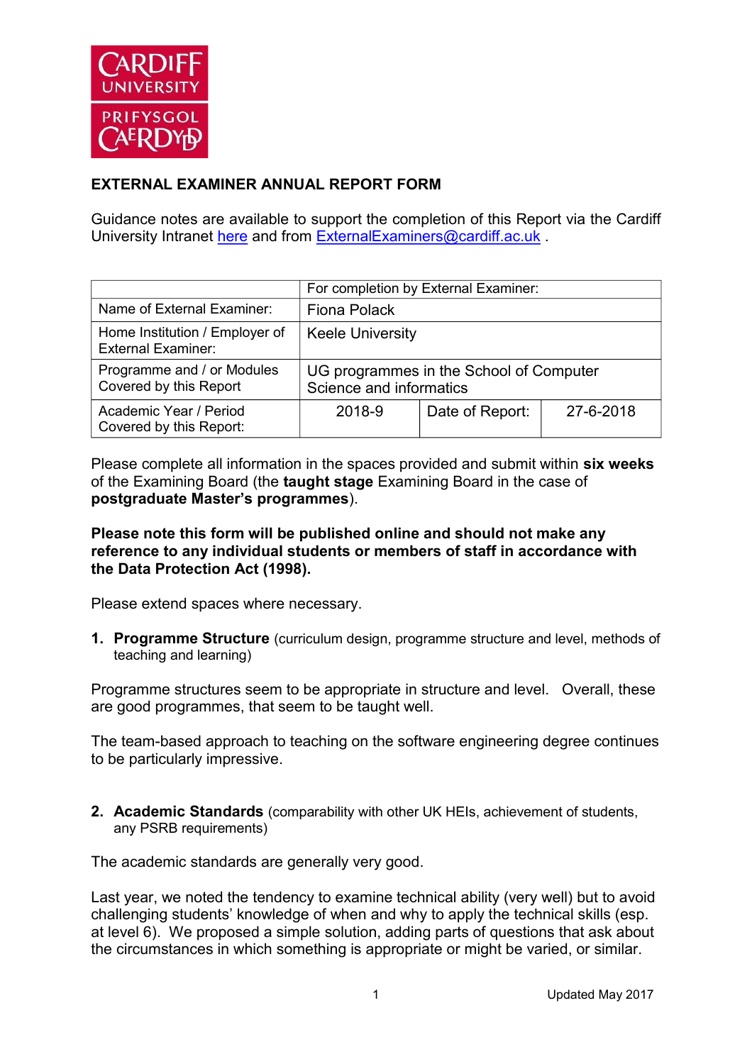# EXTERNAL EXAMINER ANNUAL REPORT FORM

Guidance notes are available to support the completion of this Report via the Cardiff University Intranet here and from ExternalExaminers@cardiff.ac.uk .

| | For completion by External Examiner: | | |
|---|---|---|---|
| Name of External Examiner: | Fiona Polack | | |
| Home Institution / Employer of External Examiner: | Keele University | | |
| Programme and / or Modules Covered by this Report | UG programmes in the School of Computer Science and informatics | | |
| Academic Year / Period Covered by this Report: | 2018-9 | Date of Report: | 27-6-2018 |

Please complete all information in the spaces provided and submit within **six weeks** of the Examining Board (the **taught stage** Examining Board in the case of **postgraduate Master's programmes**).

**Please note this form will be published online and should not make any reference to any individual students or members of staff in accordance with the Data Protection Act (1998).**

Please extend spaces where necessary.

1. **Programme Structure** (curriculum design, programme structure and level, methods of teaching and learning)

Programme structures seem to be appropriate in structure and level. Overall, these are good programmes, that seem to be taught well.

The team-based approach to teaching on the software engineering degree continues to be particularly impressive.

2. **Academic Standards** (comparability with other UK HEIs, achievement of students, any PSRB requirements)

The academic standards are generally very good.

Last year, we noted the tendency to examine technical ability (very well) but to avoid challenging students' knowledge of when and why to apply the technical skills (esp. at level 6). We proposed a simple solution, adding parts of questions that ask about the circumstances in which something is appropriate or might be varied, or similar.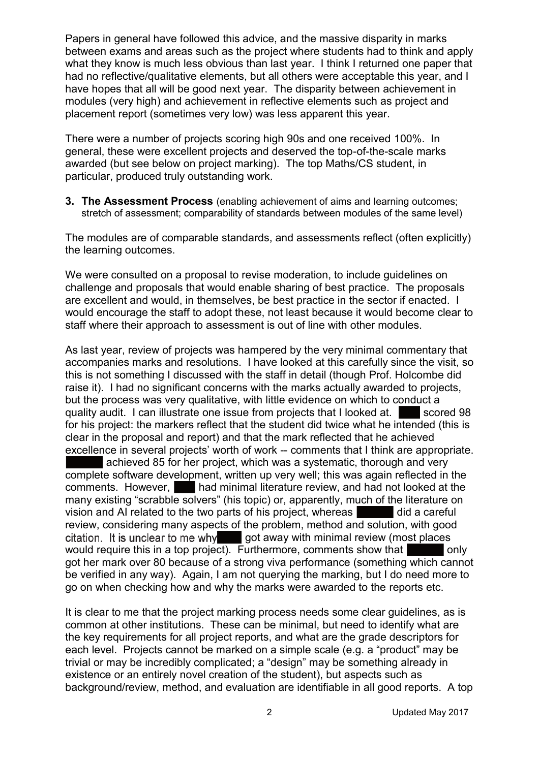Papers in general have followed this advice, and the massive disparity in marks between exams and areas such as the project where students had to think and apply what they know is much less obvious than last year. I think I returned one paper that had no reflective/qualitative elements, but all others were acceptable this year, and I have hopes that all will be good next year. The disparity between achievement in modules (very high) and achievement in reflective elements such as project and placement report (sometimes very low) was less apparent this year.

There were a number of projects scoring high 90s and one received 100%. In general, these were excellent projects and deserved the top-of-the-scale marks awarded (but see below on project marking). The top Maths/CS student, in particular, produced truly outstanding work.

**3. The Assessment Process** (enabling achievement of aims and learning outcomes; stretch of assessment; comparability of standards between modules of the same level)

The modules are of comparable standards, and assessments reflect (often explicitly) the learning outcomes.

We were consulted on a proposal to revise moderation, to include guidelines on challenge and proposals that would enable sharing of best practice. The proposals are excellent and would, in themselves, be best practice in the sector if enacted. I would encourage the staff to adopt these, not least because it would become clear to staff where their approach to assessment is out of line with other modules.

As last year, review of projects was hampered by the very minimal commentary that accompanies marks and resolutions. I have looked at this carefully since the visit, so this is not something I discussed with the staff in detail (though Prof. Holcombe did raise it). I had no significant concerns with the marks actually awarded to projects, but the process was very qualitative, with little evidence on which to conduct a quality audit. I can illustrate one issue from projects that I looked at. [REDACTED] scored 98 for his project: the markers reflect that the student did twice what he intended (this is clear in the proposal and report) and that the mark reflected that he achieved excellence in several projects' worth of work -- comments that I think are appropriate. [REDACTED] achieved 85 for her project, which was a systematic, thorough and very complete software development, written up very well; this was again reflected in the comments. However, [REDACTED] had minimal literature review, and had not looked at the many existing "scrabble solvers" (his topic) or, apparently, much of the literature on vision and AI related to the two parts of his project, whereas [REDACTED] did a careful review, considering many aspects of the problem, method and solution, with good citation. It is unclear to me why [REDACTED] got away with minimal review (most places would require this in a top project). Furthermore, comments show that [REDACTED] only got her mark over 80 because of a strong viva performance (something which cannot be verified in any way). Again, I am not querying the marking, but I do need more to go on when checking how and why the marks were awarded to the reports etc.

It is clear to me that the project marking process needs some clear guidelines, as is common at other institutions. These can be minimal, but need to identify what are the key requirements for all project reports, and what are the grade descriptors for each level. Projects cannot be marked on a simple scale (e.g. a "product" may be trivial or may be incredibly complicated; a "design" may be something already in existence or an entirely novel creation of the student), but aspects such as background/review, method, and evaluation are identifiable in all good reports. A top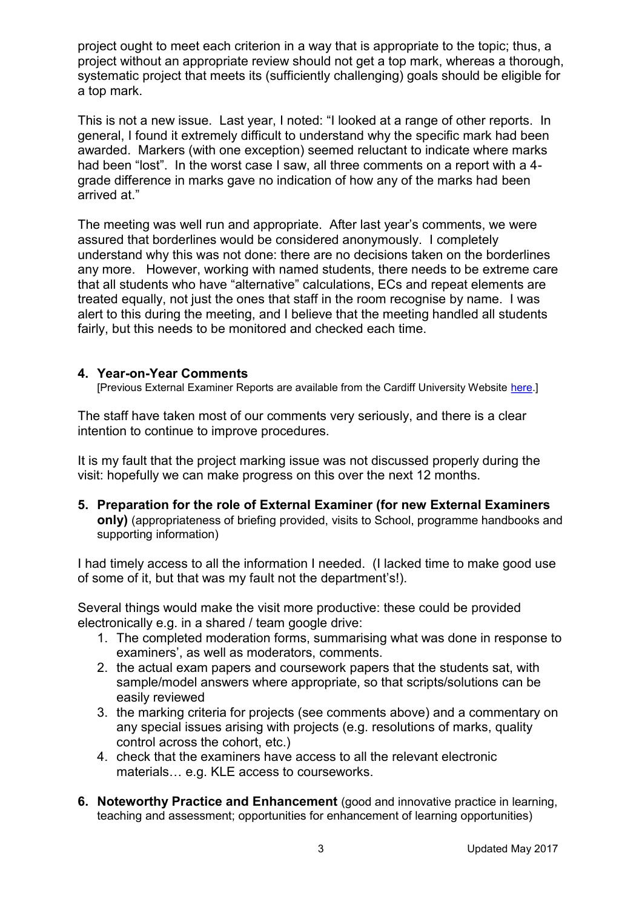project ought to meet each criterion in a way that is appropriate to the topic; thus, a project without an appropriate review should not get a top mark, whereas a thorough, systematic project that meets its (sufficiently challenging) goals should be eligible for a top mark.

This is not a new issue. Last year, I noted: "I looked at a range of other reports. In general, I found it extremely difficult to understand why the specific mark had been awarded. Markers (with one exception) seemed reluctant to indicate where marks had been "lost". In the worst case I saw, all three comments on a report with a 4-grade difference in marks gave no indication of how any of the marks had been arrived at."

The meeting was well run and appropriate. After last year's comments, we were assured that borderlines would be considered anonymously. I completely understand why this was not done: there are no decisions taken on the borderlines any more. However, working with named students, there needs to be extreme care that all students who have "alternative" calculations, ECs and repeat elements are treated equally, not just the ones that staff in the room recognise by name. I was alert to this during the meeting, and I believe that the meeting handled all students fairly, but this needs to be monitored and checked each time.

## 4. Year-on-Year Comments

[Previous External Examiner Reports are available from the Cardiff University Website here.]

The staff have taken most of our comments very seriously, and there is a clear intention to continue to improve procedures.

It is my fault that the project marking issue was not discussed properly during the visit: hopefully we can make progress on this over the next 12 months.

## 5. Preparation for the role of External Examiner (for new External Examiners only) (appropriateness of briefing provided, visits to School, programme handbooks and supporting information)

I had timely access to all the information I needed. (I lacked time to make good use of some of it, but that was my fault not the department's!).

Several things would make the visit more productive: these could be provided electronically e.g. in a shared / team google drive:

1. The completed moderation forms, summarising what was done in response to examiners', as well as moderators, comments.
2. the actual exam papers and coursework papers that the students sat, with sample/model answers where appropriate, so that scripts/solutions can be easily reviewed
3. the marking criteria for projects (see comments above) and a commentary on any special issues arising with projects (e.g. resolutions of marks, quality control across the cohort, etc.)
4. check that the examiners have access to all the relevant electronic materials… e.g. KLE access to courseworks.

## 6. Noteworthy Practice and Enhancement (good and innovative practice in learning, teaching and assessment; opportunities for enhancement of learning opportunities)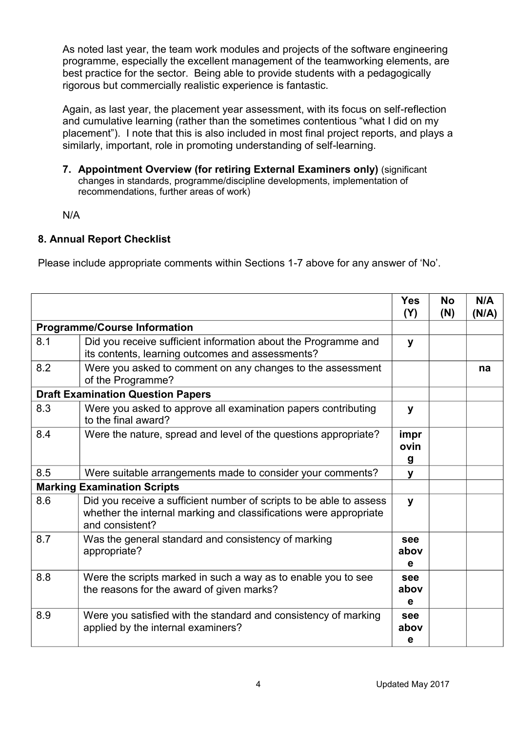As noted last year, the team work modules and projects of the software engineering programme, especially the excellent management of the teamworking elements, are best practice for the sector. Being able to provide students with a pedagogically rigorous but commercially realistic experience is fantastic.

Again, as last year, the placement year assessment, with its focus on self-reflection and cumulative learning (rather than the sometimes contentious "what I did on my placement"). I note that this is also included in most final project reports, and plays a similarly, important, role in promoting understanding of self-learning.

**7. Appointment Overview (for retiring External Examiners only)** (significant changes in standards, programme/discipline developments, implementation of recommendations, further areas of work)

N/A

## 8. Annual Report Checklist

Please include appropriate comments within Sections 1-7 above for any answer of 'No'.

| | | Yes (Y) | No (N) | N/A (N/A) |
|---|---|---|---|---|
| **Programme/Course Information** | | | | |
| 8.1 | Did you receive sufficient information about the Programme and its contents, learning outcomes and assessments? | **y** | | |
| 8.2 | Were you asked to comment on any changes to the assessment of the Programme? | | | **na** |
| **Draft Examination Question Papers** | | | | |
| 8.3 | Were you asked to approve all examination papers contributing to the final award? | **y** | | |
| 8.4 | Were the nature, spread and level of the questions appropriate? | **improving** | | |
| 8.5 | Were suitable arrangements made to consider your comments? | **y** | | |
| **Marking Examination Scripts** | | | | |
| 8.6 | Did you receive a sufficient number of scripts to be able to assess whether the internal marking and classifications were appropriate and consistent? | **y** | | |
| 8.7 | Was the general standard and consistency of marking appropriate? | **see above** | | |
| 8.8 | Were the scripts marked in such a way as to enable you to see the reasons for the award of given marks? | **see above** | | |
| 8.9 | Were you satisfied with the standard and consistency of marking applied by the internal examiners? | **see above** | | |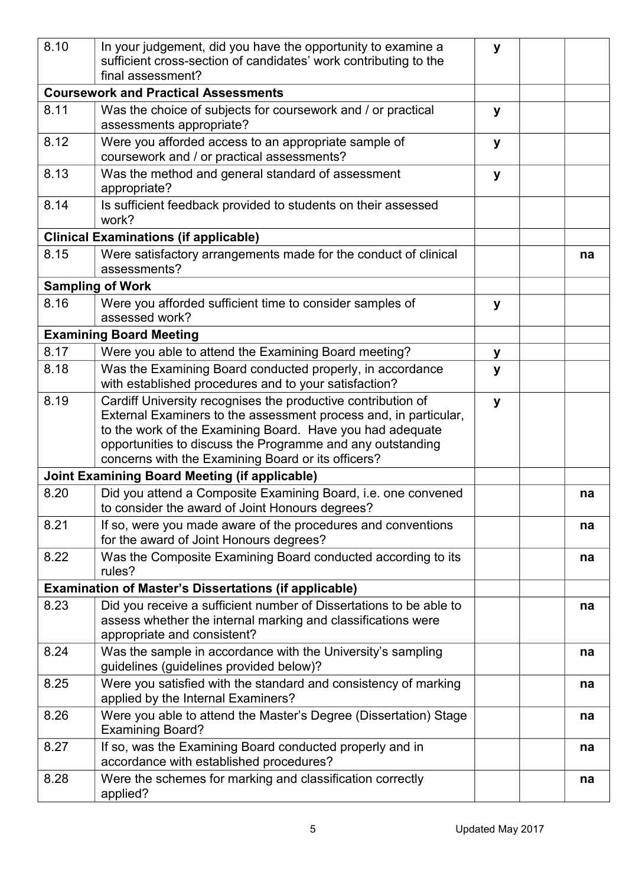| | | | | |
|---|---|---|---|---|
| 8.10 | In your judgement, did you have the opportunity to examine a sufficient cross-section of candidates' work contributing to the final assessment? | y | | |
| **Coursework and Practical Assessments** | | | | |
| 8.11 | Was the choice of subjects for coursework and / or practical assessments appropriate? | y | | |
| 8.12 | Were you afforded access to an appropriate sample of coursework and / or practical assessments? | y | | |
| 8.13 | Was the method and general standard of assessment appropriate? | y | | |
| 8.14 | Is sufficient feedback provided to students on their assessed work? | | | |
| **Clinical Examinations (if applicable)** | | | | |
| 8.15 | Were satisfactory arrangements made for the conduct of clinical assessments? | | | na |
| **Sampling of Work** | | | | |
| 8.16 | Were you afforded sufficient time to consider samples of assessed work? | y | | |
| **Examining Board Meeting** | | | | |
| 8.17 | Were you able to attend the Examining Board meeting? | y | | |
| 8.18 | Was the Examining Board conducted properly, in accordance with established procedures and to your satisfaction? | y | | |
| 8.19 | Cardiff University recognises the productive contribution of External Examiners to the assessment process and, in particular, to the work of the Examining Board. Have you had adequate opportunities to discuss the Programme and any outstanding concerns with the Examining Board or its officers? | y | | |
| **Joint Examining Board Meeting (if applicable)** | | | | |
| 8.20 | Did you attend a Composite Examining Board, i.e. one convened to consider the award of Joint Honours degrees? | | | na |
| 8.21 | If so, were you made aware of the procedures and conventions for the award of Joint Honours degrees? | | | na |
| 8.22 | Was the Composite Examining Board conducted according to its rules? | | | na |
| **Examination of Master's Dissertations (if applicable)** | | | | |
| 8.23 | Did you receive a sufficient number of Dissertations to be able to assess whether the internal marking and classifications were appropriate and consistent? | | | na |
| 8.24 | Was the sample in accordance with the University's sampling guidelines (guidelines provided below)? | | | na |
| 8.25 | Were you satisfied with the standard and consistency of marking applied by the Internal Examiners? | | | na |
| 8.26 | Were you able to attend the Master's Degree (Dissertation) Stage Examining Board? | | | na |
| 8.27 | If so, was the Examining Board conducted properly and in accordance with established procedures? | | | na |
| 8.28 | Were the schemes for marking and classification correctly applied? | | | na |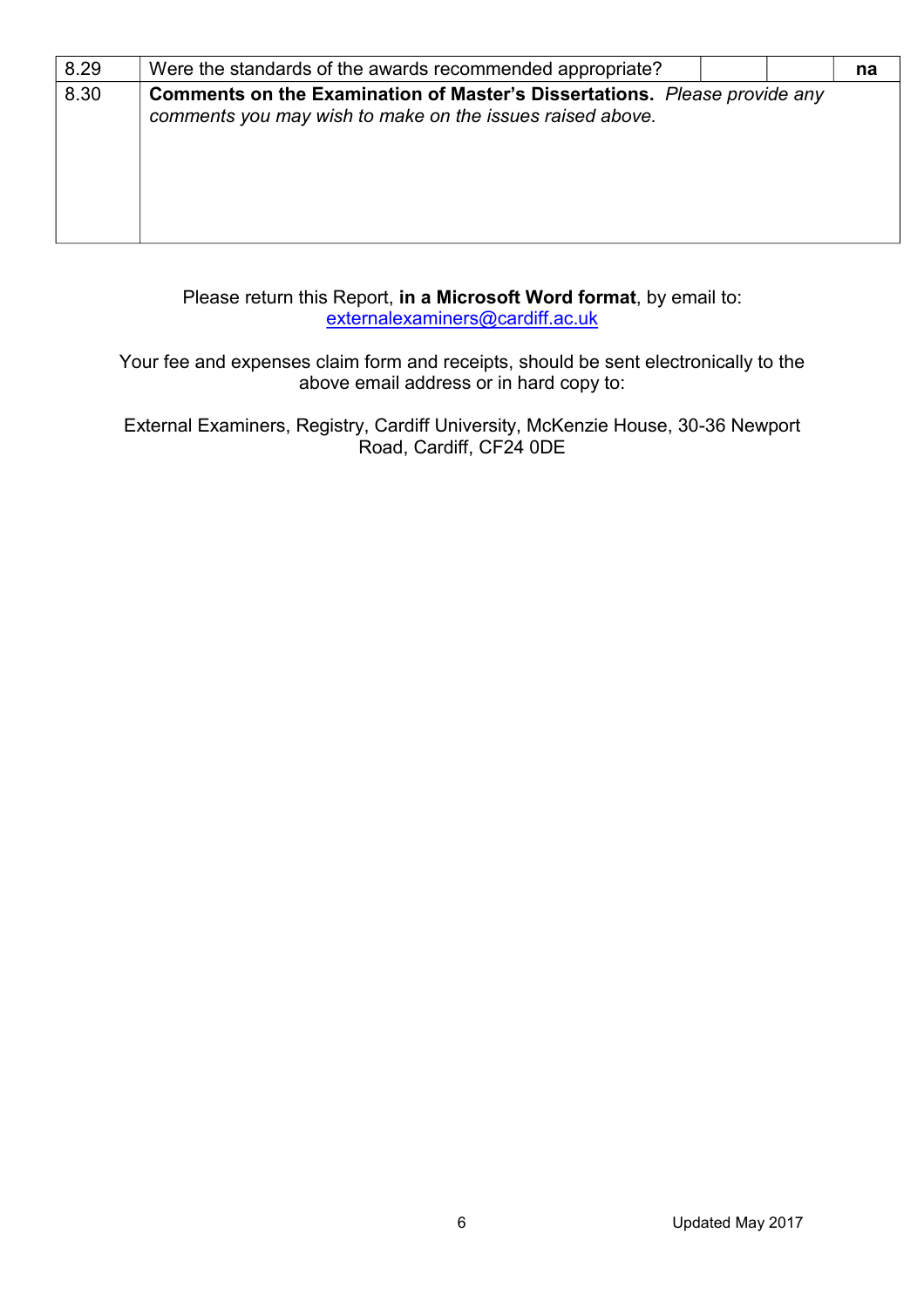| | | | | |
|---|---|---|---|---|
| 8.29 | Were the standards of the awards recommended appropriate? | | | **na** |
| 8.30 | **Comments on the Examination of Master's Dissertations.** *Please provide any comments you may wish to make on the issues raised above.* | | | |

Please return this Report, **in a Microsoft Word format**, by email to: externalexaminers@cardiff.ac.uk

Your fee and expenses claim form and receipts, should be sent electronically to the above email address or in hard copy to:

External Examiners, Registry, Cardiff University, McKenzie House, 30-36 Newport Road, Cardiff, CF24 0DE

Updated May 2017